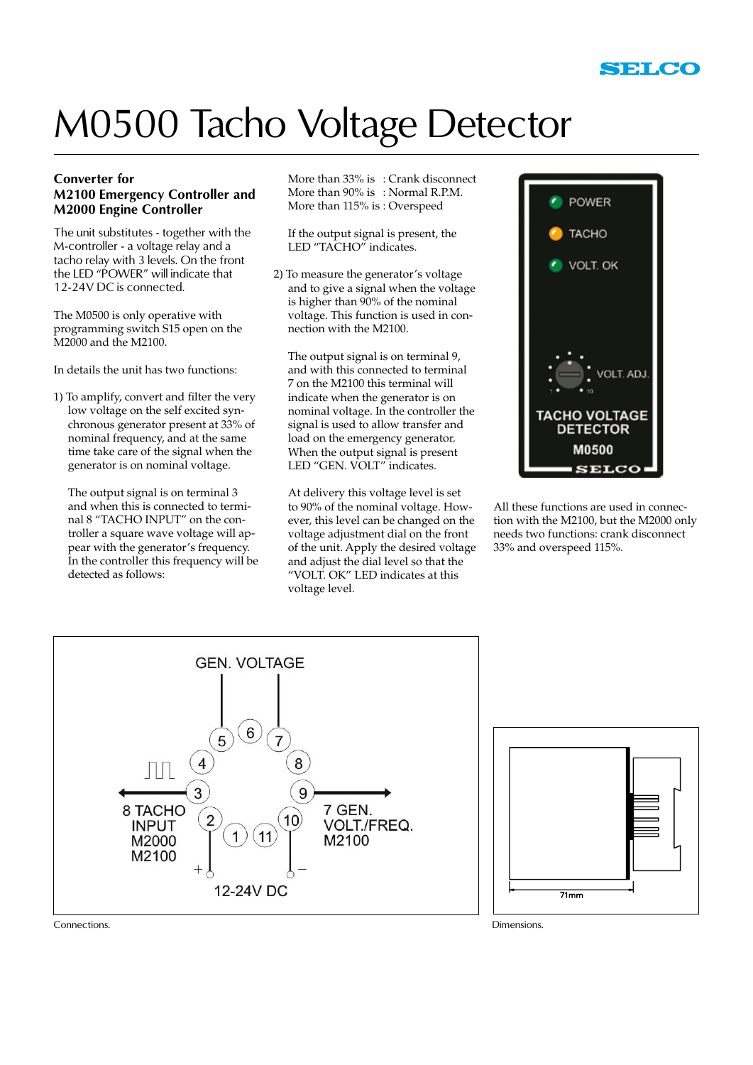# M0500 Tacho Voltage Detector

## Converter for M2100 Emergency Controller and M2000 Engine Controller

The unit substitutes - together with the M-controller - a voltage relay and a tacho relay with 3 levels. On the front the LED "POWER" will indicate that 12-24V DC is connected.

The M0500 is only operative with programming switch S15 open on the M2000 and the M2100.

In details the unit has two functions:

1) To amplify, convert and filter the very low voltage on the self excited synchronous generator present at 33% of nominal frequency, and at the same time take care of the signal when the generator is on nominal voltage.

   The output signal is on terminal 3 and when this is connected to terminal 8 "TACHO INPUT" on the controller a square wave voltage will appear with the generator's frequency. In the controller this frequency will be detected as follows:

   More than 33% is : Crank disconnect
   More than 90% is : Normal R.P.M.
   More than 115% is : Overspeed

   If the output signal is present, the LED "TACHO" indicates.

2) To measure the generator's voltage and to give a signal when the voltage is higher than 90% of the nominal voltage. This function is used in connection with the M2100.

   The output signal is on terminal 9, and with this connected to terminal 7 on the M2100 this terminal will indicate when the generator is on nominal voltage. In the controller the signal is used to allow transfer and load on the emergency generator. When the output signal is present LED "GEN. VOLT" indicates.

   At delivery this voltage level is set to 90% of the nominal voltage. However, this level can be changed on the voltage adjustment dial on the front of the unit. Apply the desired voltage and adjust the dial level so that the "VOLT. OK" LED indicates at this voltage level.

All these functions are used in connection with the M2100, but the M2000 only needs two functions: crank disconnect 33% and overspeed 115%.

Connections.

Dimensions.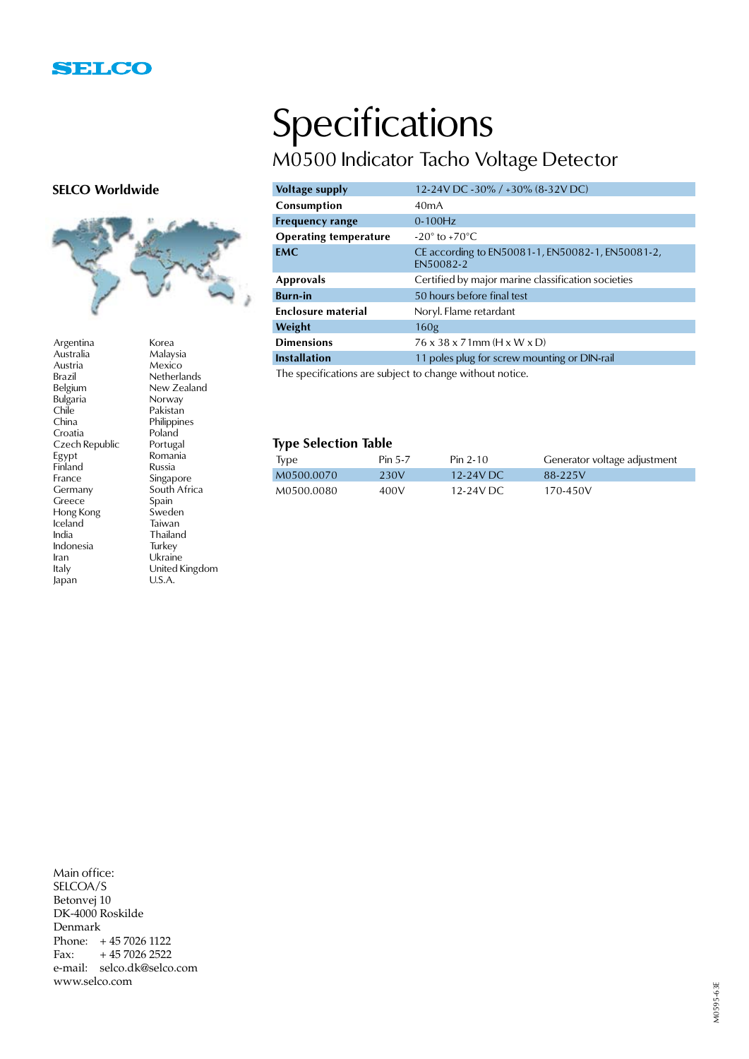SELCO

# Specifications

## M0500 Indicator Tacho Voltage Detector

| | |
|---|---|
| **Voltage supply** | 12-24V DC -30% / +30% (8-32V DC) |
| **Consumption** | 40mA |
| **Frequency range** | 0-100Hz |
| **Operating temperature** | -20° to +70°C |
| **EMC** | CE according to EN50081-1, EN50082-1, EN50081-2, EN50082-2 |
| **Approvals** | Certified by major marine classification societies |
| **Burn-in** | 50 hours before final test |
| **Enclosure material** | Noryl. Flame retardant |
| **Weight** | 160g |
| **Dimensions** | 76 x 38 x 71mm (H x W x D) |
| **Installation** | 11 poles plug for screw mounting or DIN-rail |

The specifications are subject to change without notice.

### Type Selection Table

| Type | Pin 5-7 | Pin 2-10 | Generator voltage adjustment |
|---|---|---|---|
| M0500.0070 | 230V | 12-24V DC | 88-225V |
| M0500.0080 | 400V | 12-24V DC | 170-450V |

### SELCO Worldwide

Argentina
Australia
Austria
Brazil
Belgium
Bulgaria
Chile
China
Croatia
Czech Republic
Egypt
Finland
France
Germany
Greece
Hong Kong
Iceland
India
Indonesia
Iran
Italy
Japan
Korea
Malaysia
Mexico
Netherlands
New Zealand
Norway
Pakistan
Philippines
Poland
Portugal
Romania
Russia
Singapore
South Africa
Spain
Sweden
Taiwan
Thailand
Turkey
Ukraine
United Kingdom
U.S.A.

Main office:
SELCOA/S
Betonvej 10
DK-4000 Roskilde
Denmark
Phone: + 45 7026 1122
Fax: + 45 7026 2522
e-mail: selco.dk@selco.com
www.selco.com

M0595-63E